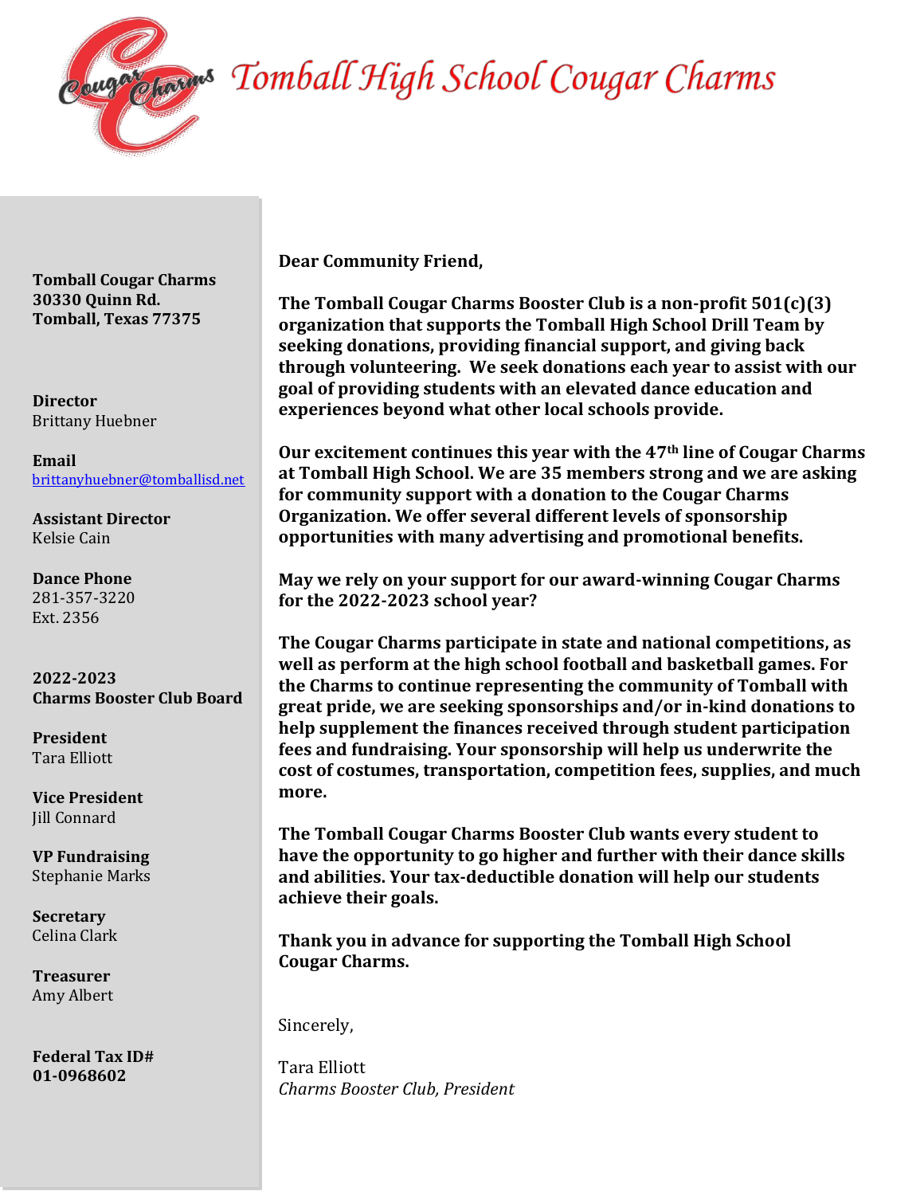# Tomball High School Cougar Charms

**Tomball Cougar Charms**
**30330 Quinn Rd.**
**Tomball, Texas 77375**

**Director**
Brittany Huebner

**Email**
brittanyhuebner@tomballisd.net

**Assistant Director**
Kelsie Cain

**Dance Phone**
281-357-3220
Ext. 2356

**2022-2023**
**Charms Booster Club Board**

**President**
Tara Elliott

**Vice President**
Jill Connard

**VP Fundraising**
Stephanie Marks

**Secretary**
Celina Clark

**Treasurer**
Amy Albert

**Federal Tax ID#**
**01-0968602**

**Dear Community Friend,**

**The Tomball Cougar Charms Booster Club is a non-profit 501(c)(3) organization that supports the Tomball High School Drill Team by seeking donations, providing financial support, and giving back through volunteering. We seek donations each year to assist with our goal of providing students with an elevated dance education and experiences beyond what other local schools provide.**

**Our excitement continues this year with the 47th line of Cougar Charms at Tomball High School. We are 35 members strong and we are asking for community support with a donation to the Cougar Charms Organization. We offer several different levels of sponsorship opportunities with many advertising and promotional benefits.**

**May we rely on your support for our award-winning Cougar Charms for the 2022-2023 school year?**

**The Cougar Charms participate in state and national competitions, as well as perform at the high school football and basketball games. For the Charms to continue representing the community of Tomball with great pride, we are seeking sponsorships and/or in-kind donations to help supplement the finances received through student participation fees and fundraising. Your sponsorship will help us underwrite the cost of costumes, transportation, competition fees, supplies, and much more.**

**The Tomball Cougar Charms Booster Club wants every student to have the opportunity to go higher and further with their dance skills and abilities. Your tax-deductible donation will help our students achieve their goals.**

**Thank you in advance for supporting the Tomball High School Cougar Charms.**

Sincerely,

Tara Elliott
*Charms Booster Club, President*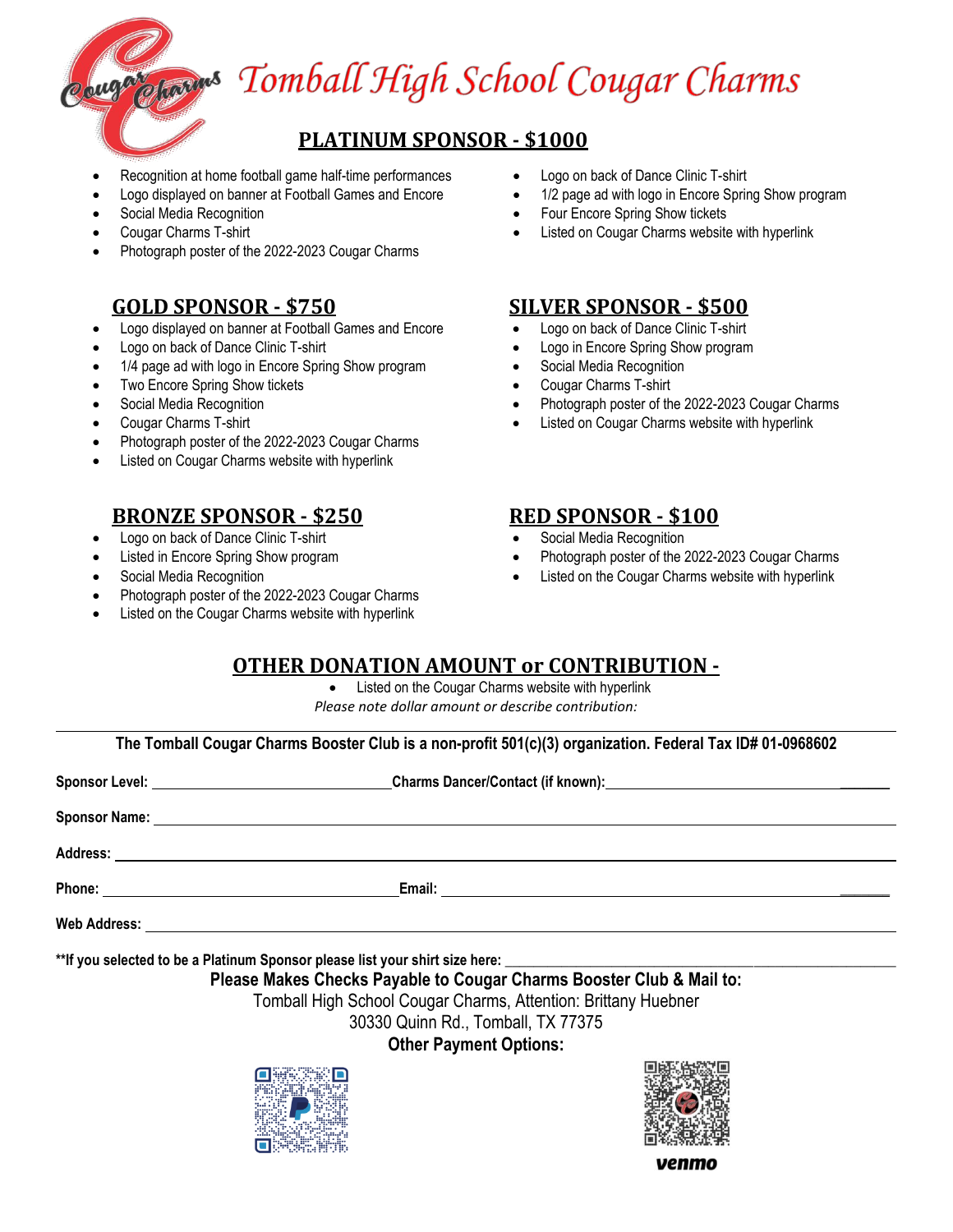# Tomball High School Cougar Charms

## PLATINUM SPONSOR - $1000

- Recognition at home football game half-time performances
- Logo displayed on banner at Football Games and Encore
- Social Media Recognition
- Cougar Charms T-shirt
- Photograph poster of the 2022-2023 Cougar Charms
- Logo on back of Dance Clinic T-shirt
- 1/2 page ad with logo in Encore Spring Show program
- Four Encore Spring Show tickets
- Listed on Cougar Charms website with hyperlink

## GOLD SPONSOR - $750

- Logo displayed on banner at Football Games and Encore
- Logo on back of Dance Clinic T-shirt
- 1/4 page ad with logo in Encore Spring Show program
- Two Encore Spring Show tickets
- Social Media Recognition
- Cougar Charms T-shirt
- Photograph poster of the 2022-2023 Cougar Charms
- Listed on Cougar Charms website with hyperlink

## SILVER SPONSOR - $500

- Logo on back of Dance Clinic T-shirt
- Logo in Encore Spring Show program
- Social Media Recognition
- Cougar Charms T-shirt
- Photograph poster of the 2022-2023 Cougar Charms
- Listed on Cougar Charms website with hyperlink

## BRONZE SPONSOR - $250

- Logo on back of Dance Clinic T-shirt
- Listed in Encore Spring Show program
- Social Media Recognition
- Photograph poster of the 2022-2023 Cougar Charms
- Listed on the Cougar Charms website with hyperlink

## RED SPONSOR - $100

- Social Media Recognition
- Photograph poster of the 2022-2023 Cougar Charms
- Listed on the Cougar Charms website with hyperlink

## OTHER DONATION AMOUNT or CONTRIBUTION -

- Listed on the Cougar Charms website with hyperlink

*Please note dollar amount or describe contribution:*

---

**The Tomball Cougar Charms Booster Club is a non-profit 501(c)(3) organization. Federal Tax ID# 01-0968602**

**Sponsor Level:** ______________________________ **Charms Dancer/Contact (if known):** ______________________________

**Sponsor Name:** ______________________________

**Address:** ______________________________

**Phone:** ______________________________ **Email:** ______________________________

**Web Address:** ______________________________

**\*\*If you selected to be a Platinum Sponsor please list your shirt size here:** ______________________________

**Please Makes Checks Payable to Cougar Charms Booster Club & Mail to:**

Tomball High School Cougar Charms, Attention: Brittany Huebner

30330 Quinn Rd., Tomball, TX 77375

**Other Payment Options:**

venmo